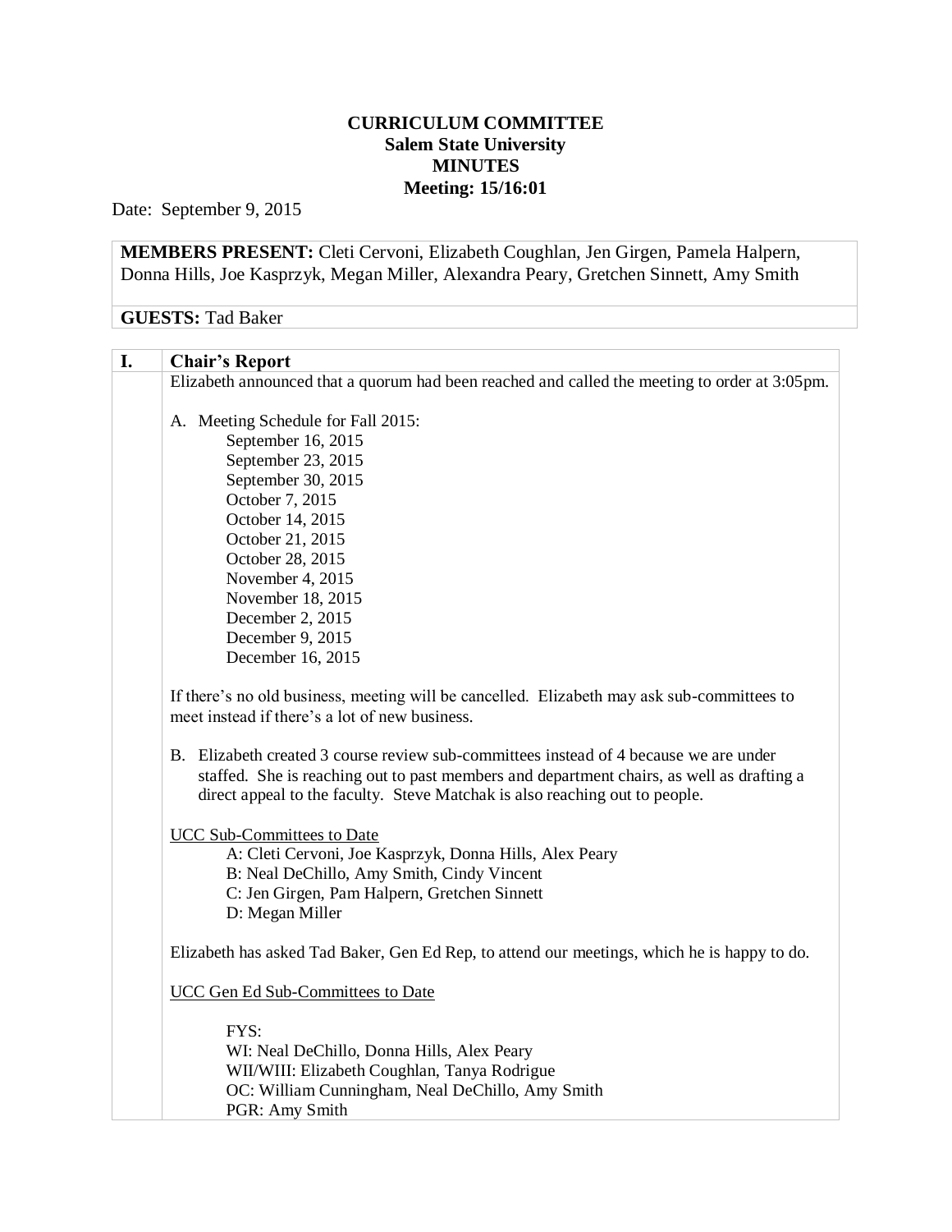# CURRICULUM COMMITTEE
## Salem State University
## MINUTES
## Meeting: 15/16:01

Date: September 9, 2015

**MEMBERS PRESENT:** Cleti Cervoni, Elizabeth Coughlan, Jen Girgen, Pamela Halpern, Donna Hills, Joe Kasprzyk, Megan Miller, Alexandra Peary, Gretchen Sinnett, Amy Smith

**GUESTS:** Tad Baker

## I. Chair's Report

Elizabeth announced that a quorum had been reached and called the meeting to order at 3:05pm.

A. Meeting Schedule for Fall 2015:

- September 16, 2015
- September 23, 2015
- September 30, 2015
- October 7, 2015
- October 14, 2015
- October 21, 2015
- October 28, 2015
- November 4, 2015
- November 18, 2015
- December 2, 2015
- December 9, 2015
- December 16, 2015

If there's no old business, meeting will be cancelled. Elizabeth may ask sub-committees to meet instead if there's a lot of new business.

B. Elizabeth created 3 course review sub-committees instead of 4 because we are under staffed. She is reaching out to past members and department chairs, as well as drafting a direct appeal to the faculty. Steve Matchak is also reaching out to people.

<u>UCC Sub-Committees to Date</u>

- A: Cleti Cervoni, Joe Kasprzyk, Donna Hills, Alex Peary
- B: Neal DeChillo, Amy Smith, Cindy Vincent
- C: Jen Girgen, Pam Halpern, Gretchen Sinnett
- D: Megan Miller

Elizabeth has asked Tad Baker, Gen Ed Rep, to attend our meetings, which he is happy to do.

<u>UCC Gen Ed Sub-Committees to Date</u>

- FYS:
- WI: Neal DeChillo, Donna Hills, Alex Peary
- WII/WIII: Elizabeth Coughlan, Tanya Rodrigue
- OC: William Cunningham, Neal DeChillo, Amy Smith
- PGR: Amy Smith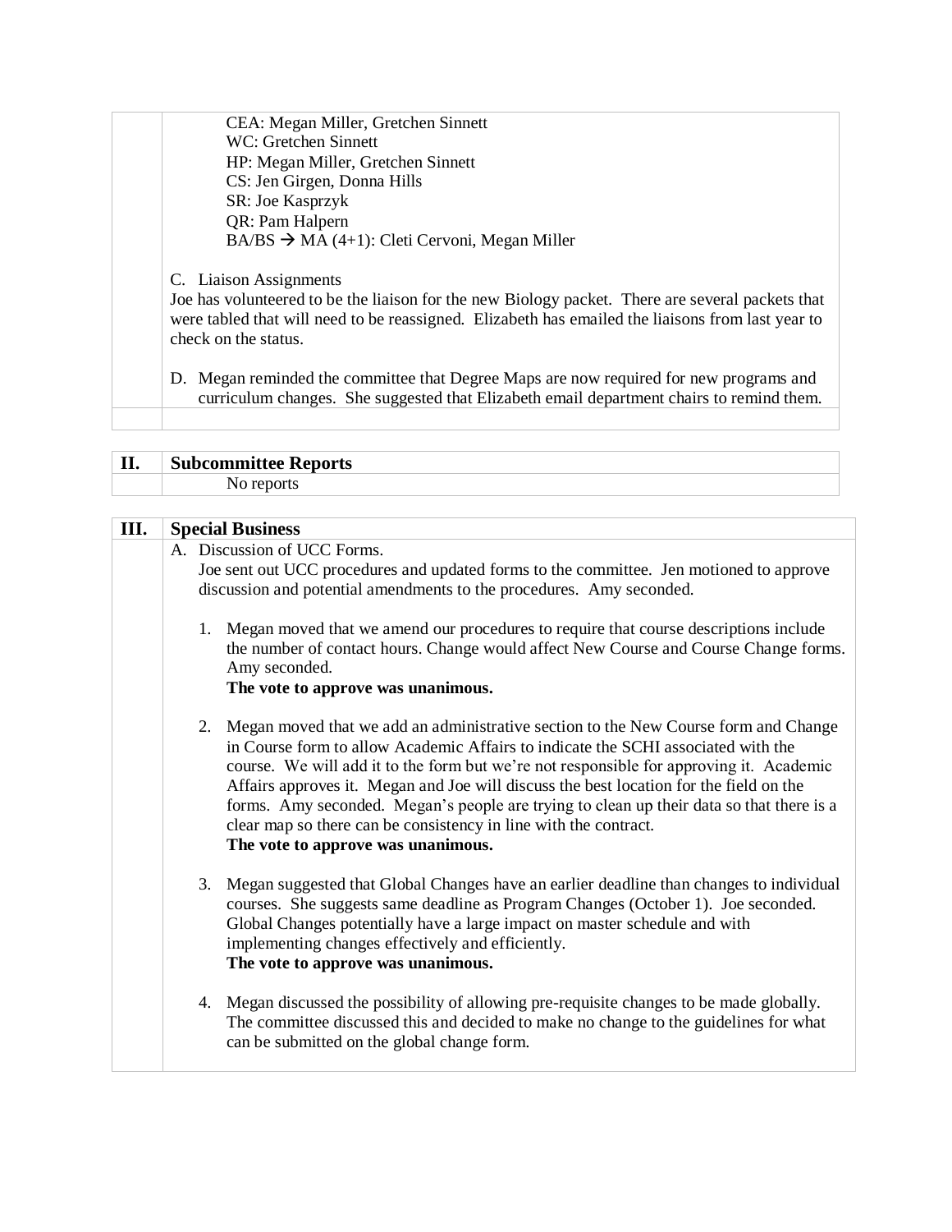CEA: Megan Miller, Gretchen Sinnett
WC: Gretchen Sinnett
HP: Megan Miller, Gretchen Sinnett
CS: Jen Girgen, Donna Hills
SR: Joe Kasprzyk
QR: Pam Halpern
BA/BS → MA (4+1): Cleti Cervoni, Megan Miller

C. Liaison Assignments

Joe has volunteered to be the liaison for the new Biology packet. There are several packets that were tabled that will need to be reassigned. Elizabeth has emailed the liaisons from last year to check on the status.

D. Megan reminded the committee that Degree Maps are now required for new programs and curriculum changes. She suggested that Elizabeth email department chairs to remind them.

## II. Subcommittee Reports

No reports

## III. Special Business

A. Discussion of UCC Forms.

Joe sent out UCC procedures and updated forms to the committee. Jen motioned to approve discussion and potential amendments to the procedures. Amy seconded.

1. Megan moved that we amend our procedures to require that course descriptions include the number of contact hours. Change would affect New Course and Course Change forms. Amy seconded.
   **The vote to approve was unanimous.**

2. Megan moved that we add an administrative section to the New Course form and Change in Course form to allow Academic Affairs to indicate the SCHI associated with the course. We will add it to the form but we're not responsible for approving it. Academic Affairs approves it. Megan and Joe will discuss the best location for the field on the forms. Amy seconded. Megan's people are trying to clean up their data so that there is a clear map so there can be consistency in line with the contract.
   **The vote to approve was unanimous.**

3. Megan suggested that Global Changes have an earlier deadline than changes to individual courses. She suggests same deadline as Program Changes (October 1). Joe seconded. Global Changes potentially have a large impact on master schedule and with implementing changes effectively and efficiently.
   **The vote to approve was unanimous.**

4. Megan discussed the possibility of allowing pre-requisite changes to be made globally. The committee discussed this and decided to make no change to the guidelines for what can be submitted on the global change form.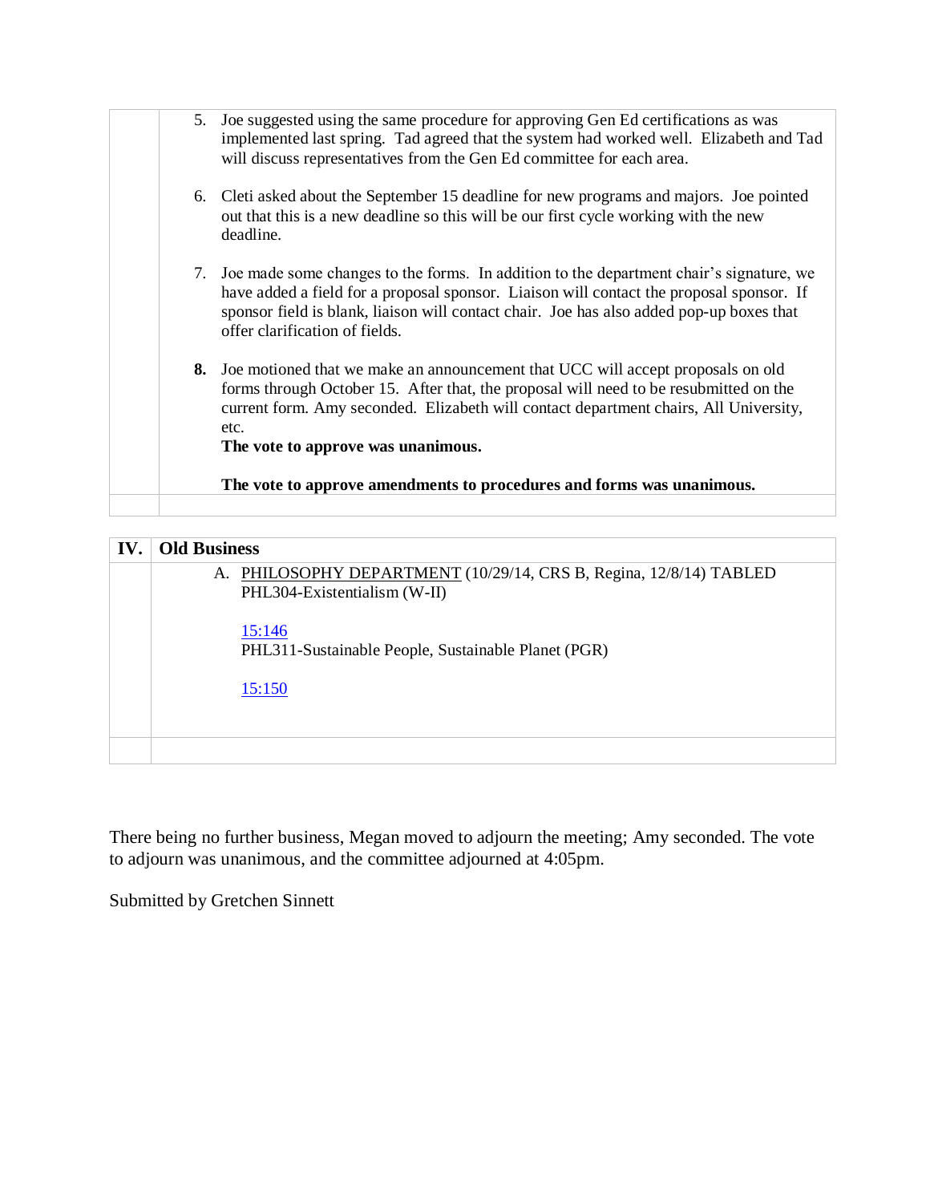5. Joe suggested using the same procedure for approving Gen Ed certifications as was implemented last spring. Tad agreed that the system had worked well. Elizabeth and Tad will discuss representatives from the Gen Ed committee for each area.

6. Cleti asked about the September 15 deadline for new programs and majors. Joe pointed out that this is a new deadline so this will be our first cycle working with the new deadline.

7. Joe made some changes to the forms. In addition to the department chair's signature, we have added a field for a proposal sponsor. Liaison will contact the proposal sponsor. If sponsor field is blank, liaison will contact chair. Joe has also added pop-up boxes that offer clarification of fields.

8. Joe motioned that we make an announcement that UCC will accept proposals on old forms through October 15. After that, the proposal will need to be resubmitted on the current form. Amy seconded. Elizabeth will contact department chairs, All University, etc.
   **The vote to approve was unanimous.**

   **The vote to approve amendments to procedures and forms was unanimous.**

## IV. Old Business

A. PHILOSOPHY DEPARTMENT (10/29/14, CRS B, Regina, 12/8/14) TABLED
   PHL304-Existentialism (W-II)

   15:146
   PHL311-Sustainable People, Sustainable Planet (PGR)

   15:150

There being no further business, Megan moved to adjourn the meeting; Amy seconded. The vote to adjourn was unanimous, and the committee adjourned at 4:05pm.

Submitted by Gretchen Sinnett